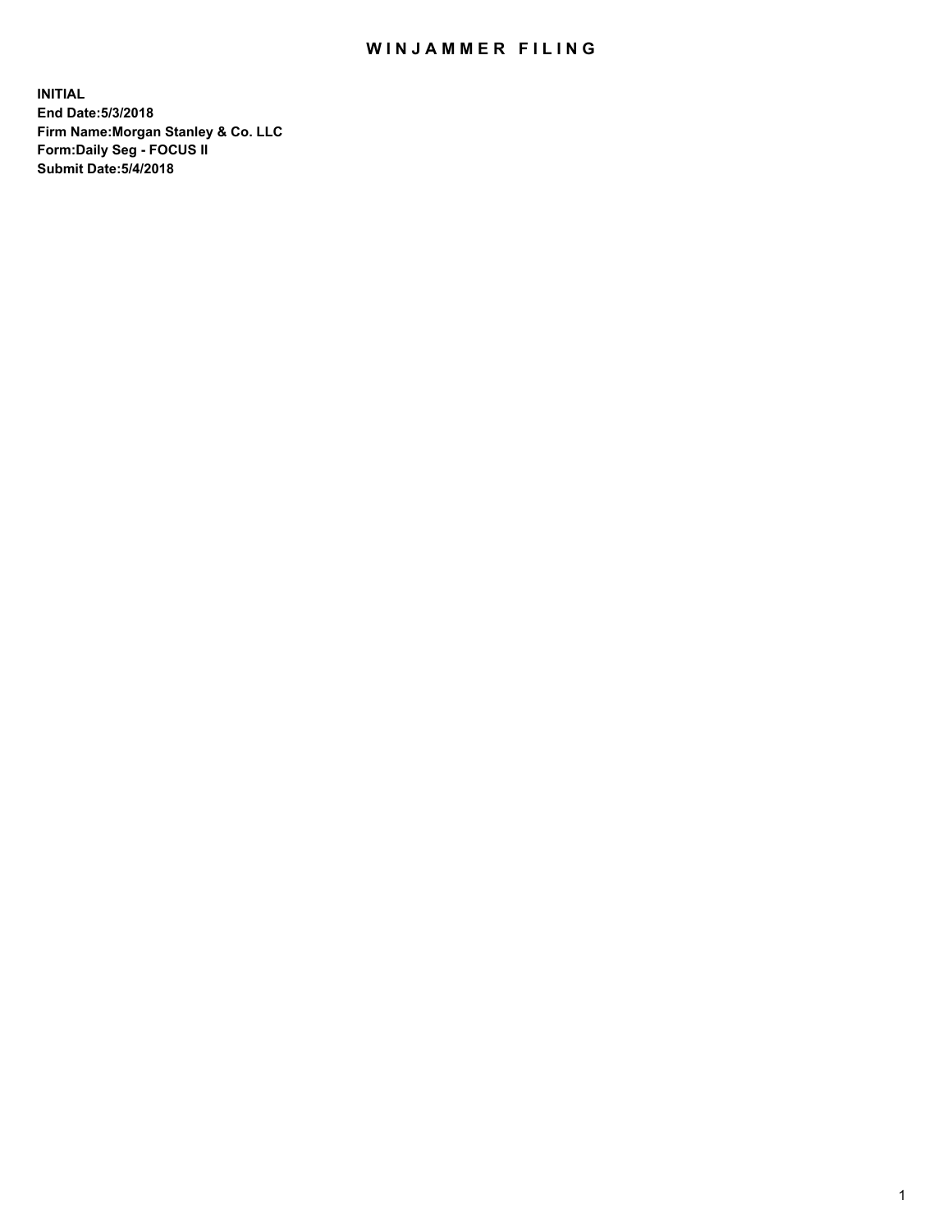# WINJAMMER FILING

**INITIAL**
**End Date:5/3/2018**
**Firm Name:Morgan Stanley & Co. LLC**
**Form:Daily Seg - FOCUS II**
**Submit Date:5/4/2018**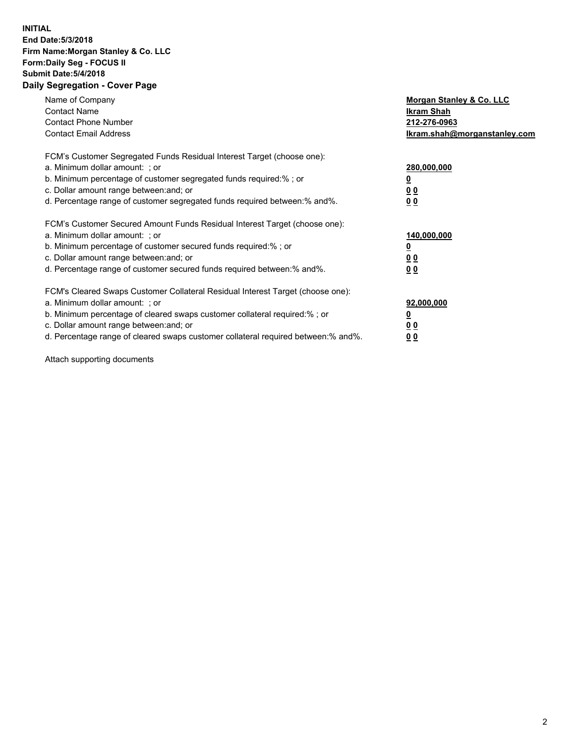**INITIAL**
**End Date:5/3/2018**
**Firm Name:Morgan Stanley & Co. LLC**
**Form:Daily Seg - FOCUS II**
**Submit Date:5/4/2018**

## Daily Segregation - Cover Page

| | |
|---|---|
| Name of Company | **Morgan Stanley & Co. LLC** |
| Contact Name | **Ikram Shah** |
| Contact Phone Number | **212-276-0963** |
| Contact Email Address | **Ikram.shah@morganstanley.com** |

| | |
|---|---|
| FCM's Customer Segregated Funds Residual Interest Target (choose one): | |
| a. Minimum dollar amount: ; or | **280,000,000** |
| b. Minimum percentage of customer segregated funds required:% ; or | **0** |
| c. Dollar amount range between:and; or | **0 0** |
| d. Percentage range of customer segregated funds required between:% and%. | **0 0** |

| | |
|---|---|
| FCM's Customer Secured Amount Funds Residual Interest Target (choose one): | |
| a. Minimum dollar amount: ; or | **140,000,000** |
| b. Minimum percentage of customer secured funds required:% ; or | **0** |
| c. Dollar amount range between:and; or | **0 0** |
| d. Percentage range of customer secured funds required between:% and%. | **0 0** |

| | |
|---|---|
| FCM's Cleared Swaps Customer Collateral Residual Interest Target (choose one): | |
| a. Minimum dollar amount: ; or | **92,000,000** |
| b. Minimum percentage of cleared swaps customer collateral required:% ; or | **0** |
| c. Dollar amount range between:and; or | **0 0** |
| d. Percentage range of cleared swaps customer collateral required between:% and%. | **0 0** |

Attach supporting documents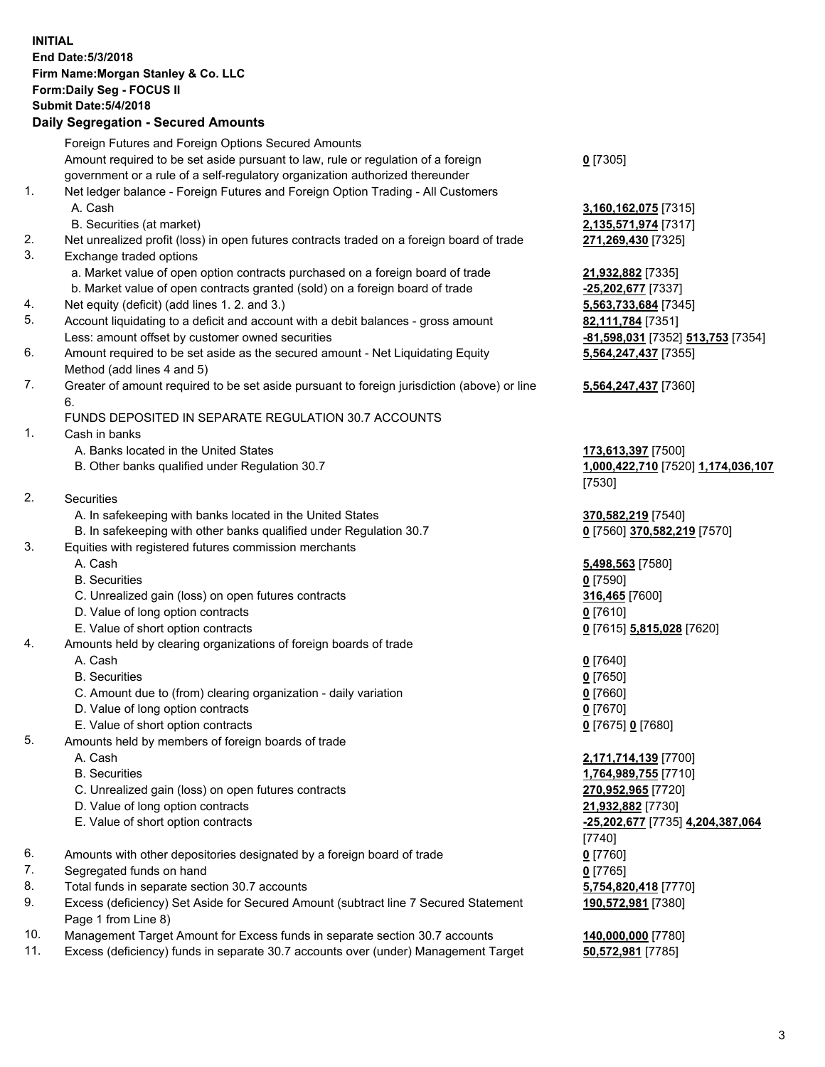**INITIAL**
**End Date:5/3/2018**
**Firm Name:Morgan Stanley & Co. LLC**
**Form:Daily Seg - FOCUS II**
**Submit Date:5/4/2018**

## Daily Segregation - Secured Amounts

| | | |
|---|---|---|
| | Foreign Futures and Foreign Options Secured Amounts | |
| | Amount required to be set aside pursuant to law, rule or regulation of a foreign government or a rule of a self-regulatory organization authorized thereunder | **0** [7305] |
| 1. | Net ledger balance - Foreign Futures and Foreign Option Trading - All Customers | |
| | A. Cash | **3,160,162,075** [7315] |
| | B. Securities (at market) | **2,135,571,974** [7317] |
| 2. | Net unrealized profit (loss) in open futures contracts traded on a foreign board of trade | **271,269,430** [7325] |
| 3. | Exchange traded options | |
| | a. Market value of open option contracts purchased on a foreign board of trade | **21,932,882** [7335] |
| | b. Market value of open contracts granted (sold) on a foreign board of trade | **-25,202,677** [7337] |
| 4. | Net equity (deficit) (add lines 1. 2. and 3.) | **5,563,733,684** [7345] |
| 5. | Account liquidating to a deficit and account with a debit balances - gross amount | **82,111,784** [7351] |
| | Less: amount offset by customer owned securities | **-81,598,031** [7352] **513,753** [7354] |
| 6. | Amount required to be set aside as the secured amount - Net Liquidating Equity Method (add lines 4 and 5) | **5,564,247,437** [7355] |
| 7. | Greater of amount required to be set aside pursuant to foreign jurisdiction (above) or line 6. | **5,564,247,437** [7360] |
| | FUNDS DEPOSITED IN SEPARATE REGULATION 30.7 ACCOUNTS | |
| 1. | Cash in banks | |
| | A. Banks located in the United States | **173,613,397** [7500] |
| | B. Other banks qualified under Regulation 30.7 | **1,000,422,710** [7520] **1,174,036,107** [7530] |
| 2. | Securities | |
| | A. In safekeeping with banks located in the United States | **370,582,219** [7540] |
| | B. In safekeeping with other banks qualified under Regulation 30.7 | **0** [7560] **370,582,219** [7570] |
| 3. | Equities with registered futures commission merchants | |
| | A. Cash | **5,498,563** [7580] |
| | B. Securities | **0** [7590] |
| | C. Unrealized gain (loss) on open futures contracts | **316,465** [7600] |
| | D. Value of long option contracts | **0** [7610] |
| | E. Value of short option contracts | **0** [7615] **5,815,028** [7620] |
| 4. | Amounts held by clearing organizations of foreign boards of trade | |
| | A. Cash | **0** [7640] |
| | B. Securities | **0** [7650] |
| | C. Amount due to (from) clearing organization - daily variation | **0** [7660] |
| | D. Value of long option contracts | **0** [7670] |
| | E. Value of short option contracts | **0** [7675] **0** [7680] |
| 5. | Amounts held by members of foreign boards of trade | |
| | A. Cash | **2,171,714,139** [7700] |
| | B. Securities | **1,764,989,755** [7710] |
| | C. Unrealized gain (loss) on open futures contracts | **270,952,965** [7720] |
| | D. Value of long option contracts | **21,932,882** [7730] |
| | E. Value of short option contracts | **-25,202,677** [7735] **4,204,387,064** [7740] |
| 6. | Amounts with other depositories designated by a foreign board of trade | **0** [7760] |
| 7. | Segregated funds on hand | **0** [7765] |
| 8. | Total funds in separate section 30.7 accounts | **5,754,820,418** [7770] |
| 9. | Excess (deficiency) Set Aside for Secured Amount (subtract line 7 Secured Statement Page 1 from Line 8) | **190,572,981** [7380] |
| 10. | Management Target Amount for Excess funds in separate section 30.7 accounts | **140,000,000** [7780] |
| 11. | Excess (deficiency) funds in separate 30.7 accounts over (under) Management Target | **50,572,981** [7785] |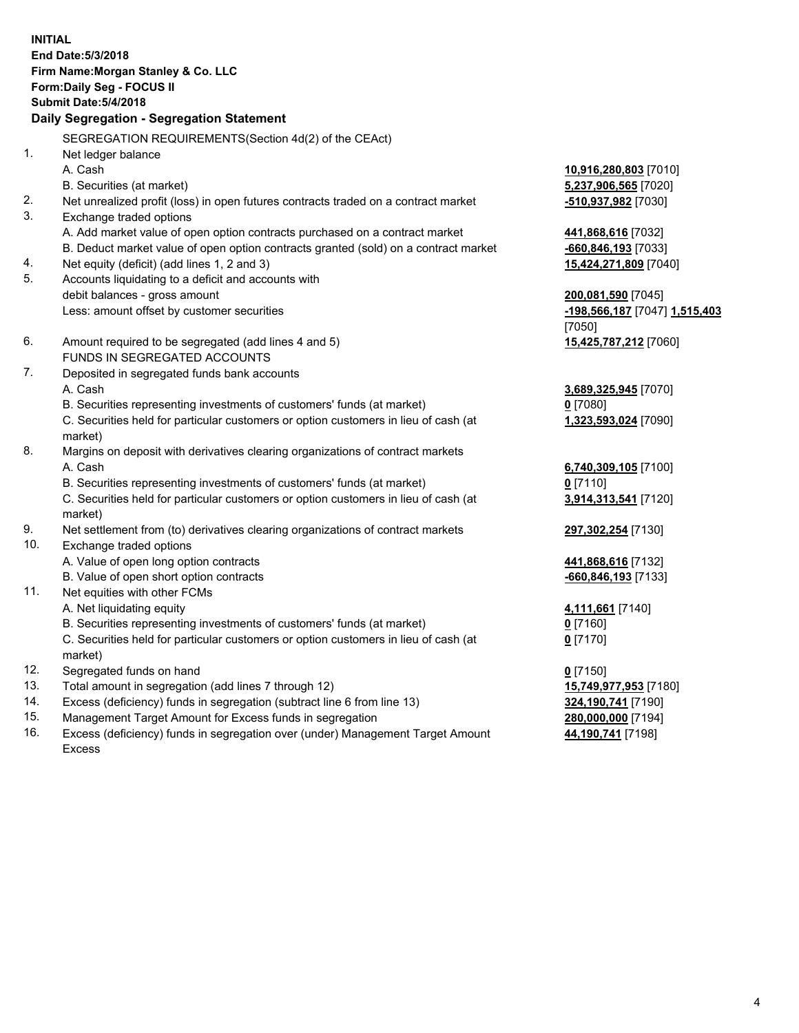**INITIAL**
**End Date:5/3/2018**
**Firm Name:Morgan Stanley & Co. LLC**
**Form:Daily Seg - FOCUS II**
**Submit Date:5/4/2018**

## Daily Segregation - Segregation Statement

| | SEGREGATION REQUIREMENTS(Section 4d(2) of the CEAct) | |
|---|---|---|
| 1. | Net ledger balance | |
| | A. Cash | **10,916,280,803** [7010] |
| | B. Securities (at market) | **5,237,906,565** [7020] |
| 2. | Net unrealized profit (loss) in open futures contracts traded on a contract market | **-510,937,982** [7030] |
| 3. | Exchange traded options | |
| | A. Add market value of open option contracts purchased on a contract market | **441,868,616** [7032] |
| | B. Deduct market value of open option contracts granted (sold) on a contract market | **-660,846,193** [7033] |
| 4. | Net equity (deficit) (add lines 1, 2 and 3) | **15,424,271,809** [7040] |
| 5. | Accounts liquidating to a deficit and accounts with debit balances - gross amount | **200,081,590** [7045] |
| | Less: amount offset by customer securities | **-198,566,187** [7047] **1,515,403** [7050] |
| 6. | Amount required to be segregated (add lines 4 and 5) | **15,425,787,212** [7060] |
| | FUNDS IN SEGREGATED ACCOUNTS | |
| 7. | Deposited in segregated funds bank accounts | |
| | A. Cash | **3,689,325,945** [7070] |
| | B. Securities representing investments of customers' funds (at market) | **0** [7080] |
| | C. Securities held for particular customers or option customers in lieu of cash (at market) | **1,323,593,024** [7090] |
| 8. | Margins on deposit with derivatives clearing organizations of contract markets | |
| | A. Cash | **6,740,309,105** [7100] |
| | B. Securities representing investments of customers' funds (at market) | **0** [7110] |
| | C. Securities held for particular customers or option customers in lieu of cash (at market) | **3,914,313,541** [7120] |
| 9. | Net settlement from (to) derivatives clearing organizations of contract markets | **297,302,254** [7130] |
| 10. | Exchange traded options | |
| | A. Value of open long option contracts | **441,868,616** [7132] |
| | B. Value of open short option contracts | **-660,846,193** [7133] |
| 11. | Net equities with other FCMs | |
| | A. Net liquidating equity | **4,111,661** [7140] |
| | B. Securities representing investments of customers' funds (at market) | **0** [7160] |
| | C. Securities held for particular customers or option customers in lieu of cash (at market) | **0** [7170] |
| 12. | Segregated funds on hand | **0** [7150] |
| 13. | Total amount in segregation (add lines 7 through 12) | **15,749,977,953** [7180] |
| 14. | Excess (deficiency) funds in segregation (subtract line 6 from line 13) | **324,190,741** [7190] |
| 15. | Management Target Amount for Excess funds in segregation | **280,000,000** [7194] |
| 16. | Excess (deficiency) funds in segregation over (under) Management Target Amount Excess | **44,190,741** [7198] |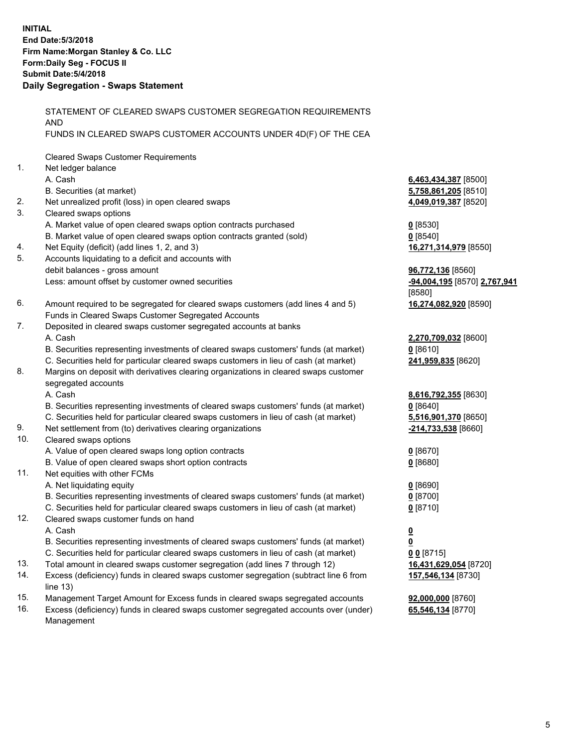**INITIAL**
**End Date:5/3/2018**
**Firm Name:Morgan Stanley & Co. LLC**
**Form:Daily Seg - FOCUS II**
**Submit Date:5/4/2018**
**Daily Segregation - Swaps Statement**

STATEMENT OF CLEARED SWAPS CUSTOMER SEGREGATION REQUIREMENTS AND FUNDS IN CLEARED SWAPS CUSTOMER ACCOUNTS UNDER 4D(F) OF THE CEA

| | | |
|---|---|---|
| | Cleared Swaps Customer Requirements | |
| 1. | Net ledger balance | |
| | A. Cash | **6,463,434,387** [8500] |
| | B. Securities (at market) | **5,758,861,205** [8510] |
| 2. | Net unrealized profit (loss) in open cleared swaps | **4,049,019,387** [8520] |
| 3. | Cleared swaps options | |
| | A. Market value of open cleared swaps option contracts purchased | **0** [8530] |
| | B. Market value of open cleared swaps option contracts granted (sold) | **0** [8540] |
| 4. | Net Equity (deficit) (add lines 1, 2, and 3) | **16,271,314,979** [8550] |
| 5. | Accounts liquidating to a deficit and accounts with debit balances - gross amount | **96,772,136** [8560] |
| | Less: amount offset by customer owned securities | **-94,004,195** [8570] **2,767,941** [8580] |
| 6. | Amount required to be segregated for cleared swaps customers (add lines 4 and 5) | **16,274,082,920** [8590] |
| | Funds in Cleared Swaps Customer Segregated Accounts | |
| 7. | Deposited in cleared swaps customer segregated accounts at banks | |
| | A. Cash | **2,270,709,032** [8600] |
| | B. Securities representing investments of cleared swaps customers' funds (at market) | **0** [8610] |
| | C. Securities held for particular cleared swaps customers in lieu of cash (at market) | **241,959,835** [8620] |
| 8. | Margins on deposit with derivatives clearing organizations in cleared swaps customer segregated accounts | |
| | A. Cash | **8,616,792,355** [8630] |
| | B. Securities representing investments of cleared swaps customers' funds (at market) | **0** [8640] |
| | C. Securities held for particular cleared swaps customers in lieu of cash (at market) | **5,516,901,370** [8650] |
| 9. | Net settlement from (to) derivatives clearing organizations | **-214,733,538** [8660] |
| 10. | Cleared swaps options | |
| | A. Value of open cleared swaps long option contracts | **0** [8670] |
| | B. Value of open cleared swaps short option contracts | **0** [8680] |
| 11. | Net equities with other FCMs | |
| | A. Net liquidating equity | **0** [8690] |
| | B. Securities representing investments of cleared swaps customers' funds (at market) | **0** [8700] |
| | C. Securities held for particular cleared swaps customers in lieu of cash (at market) | **0** [8710] |
| 12. | Cleared swaps customer funds on hand | |
| | A. Cash | **0** |
| | B. Securities representing investments of cleared swaps customers' funds (at market) | **0** |
| | C. Securities held for particular cleared swaps customers in lieu of cash (at market) | **0** **0** [8715] |
| 13. | Total amount in cleared swaps customer segregation (add lines 7 through 12) | **16,431,629,054** [8720] |
| 14. | Excess (deficiency) funds in cleared swaps customer segregation (subtract line 6 from line 13) | **157,546,134** [8730] |
| 15. | Management Target Amount for Excess funds in cleared swaps segregated accounts | **92,000,000** [8760] |
| 16. | Excess (deficiency) funds in cleared swaps customer segregated accounts over (under) Management | **65,546,134** [8770] |